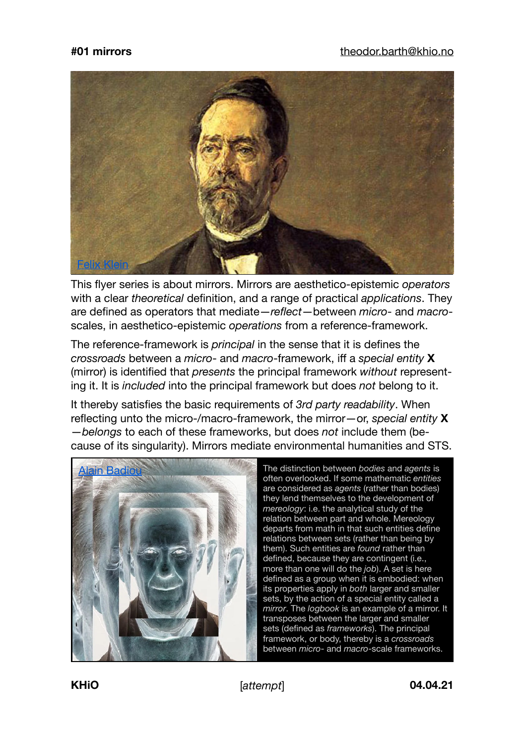**#01 mirrors** theodor.barth@khio.no

Felix Klein

This flyer series is about mirrors. Mirrors are aesthetico-epistemic *operators* with a clear *theoretical* definition, and a range of practical *applications*. They are defined as operators that mediate—*reflect*—between *micro*- and *macro*-scales, in aesthetico-epistemic *operations* from a reference-framework.

The reference-framework is *principal* in the sense that it is defines the *crossroads* between a *micro*- and *macro*-framework, iff a *special entity* **X** (mirror) is identified that *presents* the principal framework *without* representing it. It is *included* into the principal framework but does *not* belong to it.

It thereby satisfies the basic requirements of *3rd party readability*. When reflecting unto the micro-/macro-framework, the mirror—or, *special entity* **X**—*belongs* to each of these frameworks, but does *not* include them (because of its singularity). Mirrors mediate environmental humanities and STS.

Alain Badiou

The distinction between *bodies* and *agents* is often overlooked. If some mathematic *entities* are considered as *agents* (rather than bodies) they lend themselves to the development of *mereology*: i.e. the analytical study of the relation between part and whole. Mereology departs from math in that such entities define relations between sets (rather than being by them). Such entities are *found* rather than defined, because they are contingent (i.e., more than one will do the *job*). A set is here defined as a group when it is embodied: when its properties apply in *both* larger and smaller sets, by the action of a special entity called a *mirror*. The *logbook* is an example of a mirror. It transposes between the larger and smaller sets (defined as *frameworks*). The principal framework, or body, thereby is a *crossroads* between *micro*- and *macro*-scale frameworks.

**KHiO** [*attempt*] **04.04.21**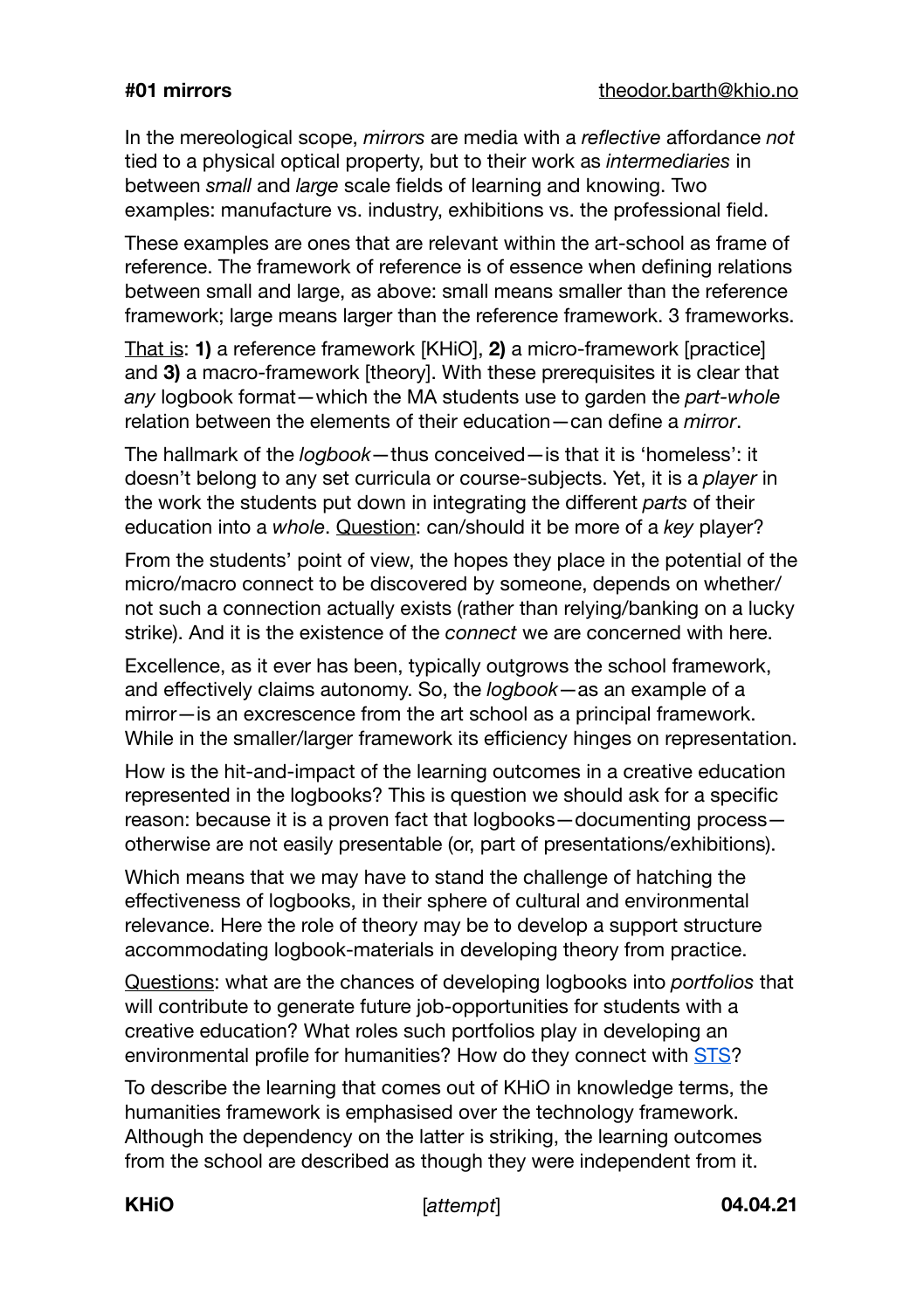**#01 mirrors** theodor.barth@khio.no

In the mereological scope, *mirrors* are media with a *reflective* affordance *not* tied to a physical optical property, but to their work as *intermediaries* in between *small* and *large* scale fields of learning and knowing. Two examples: manufacture vs. industry, exhibitions vs. the professional field.

These examples are ones that are relevant within the art-school as frame of reference. The framework of reference is of essence when defining relations between small and large, as above: small means smaller than the reference framework; large means larger than the reference framework. 3 frameworks.

That is: **1)** a reference framework [KHiO], **2)** a micro-framework [practice] and **3)** a macro-framework [theory]. With these prerequisites it is clear that *any* logbook format—which the MA students use to garden the *part-whole* relation between the elements of their education—can define a *mirror*.

The hallmark of the *logbook*—thus conceived—is that it is 'homeless': it doesn't belong to any set curricula or course-subjects. Yet, it is a *player* in the work the students put down in integrating the different *parts* of their education into a *whole*. Question: can/should it be more of a *key* player?

From the students' point of view, the hopes they place in the potential of the micro/macro connect to be discovered by someone, depends on whether/not such a connection actually exists (rather than relying/banking on a lucky strike). And it is the existence of the *connect* we are concerned with here.

Excellence, as it ever has been, typically outgrows the school framework, and effectively claims autonomy. So, the *logbook*—as an example of a mirror—is an excrescence from the art school as a principal framework. While in the smaller/larger framework its efficiency hinges on representation.

How is the hit-and-impact of the learning outcomes in a creative education represented in the logbooks? This is question we should ask for a specific reason: because it is a proven fact that logbooks—documenting process—otherwise are not easily presentable (or, part of presentations/exhibitions).

Which means that we may have to stand the challenge of hatching the effectiveness of logbooks, in their sphere of cultural and environmental relevance. Here the role of theory may be to develop a support structure accommodating logbook-materials in developing theory from practice.

Questions: what are the chances of developing logbooks into *portfolios* that will contribute to generate future job-opportunities for students with a creative education? What roles such portfolios play in developing an environmental profile for humanities? How do they connect with STS?

To describe the learning that comes out of KHiO in knowledge terms, the humanities framework is emphasised over the technology framework. Although the dependency on the latter is striking, the learning outcomes from the school are described as though they were independent from it.

**KHiO** [*attempt*] **04.04.21**